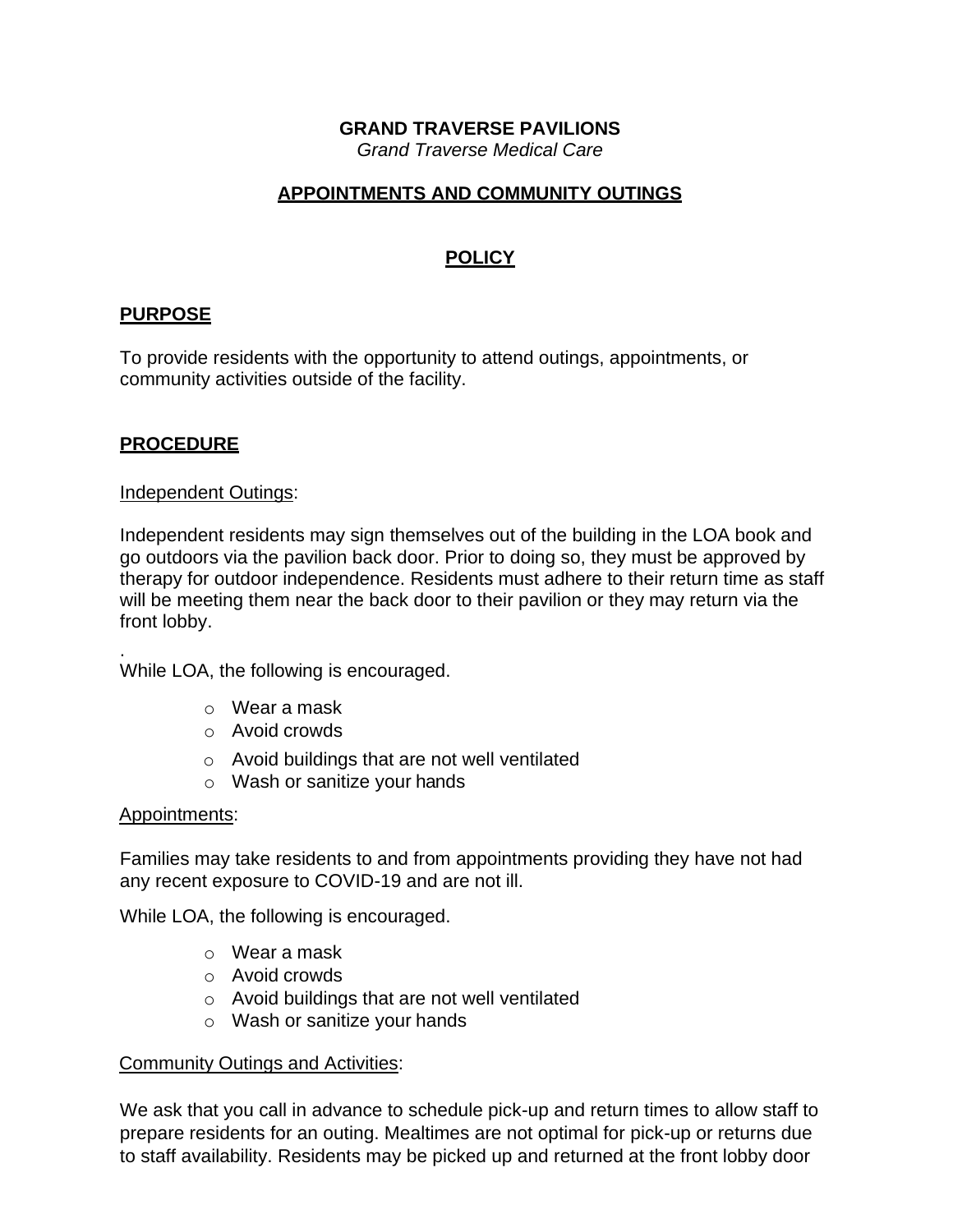# GRAND TRAVERSE PAVILIONS

*Grand Traverse Medical Care*

## APPOINTMENTS AND COMMUNITY OUTINGS

## POLICY

### PURPOSE

To provide residents with the opportunity to attend outings, appointments, or community activities outside of the facility.

### PROCEDURE

Independent Outings:

Independent residents may sign themselves out of the building in the LOA book and go outdoors via the pavilion back door. Prior to doing so, they must be approved by therapy for outdoor independence. Residents must adhere to their return time as staff will be meeting them near the back door to their pavilion or they may return via the front lobby.

.
While LOA, the following is encouraged.

- Wear a mask
- Avoid crowds
- Avoid buildings that are not well ventilated
- Wash or sanitize your hands

Appointments:

Families may take residents to and from appointments providing they have not had any recent exposure to COVID-19 and are not ill.

While LOA, the following is encouraged.

- Wear a mask
- Avoid crowds
- Avoid buildings that are not well ventilated
- Wash or sanitize your hands

Community Outings and Activities:

We ask that you call in advance to schedule pick-up and return times to allow staff to prepare residents for an outing. Mealtimes are not optimal for pick-up or returns due to staff availability. Residents may be picked up and returned at the front lobby door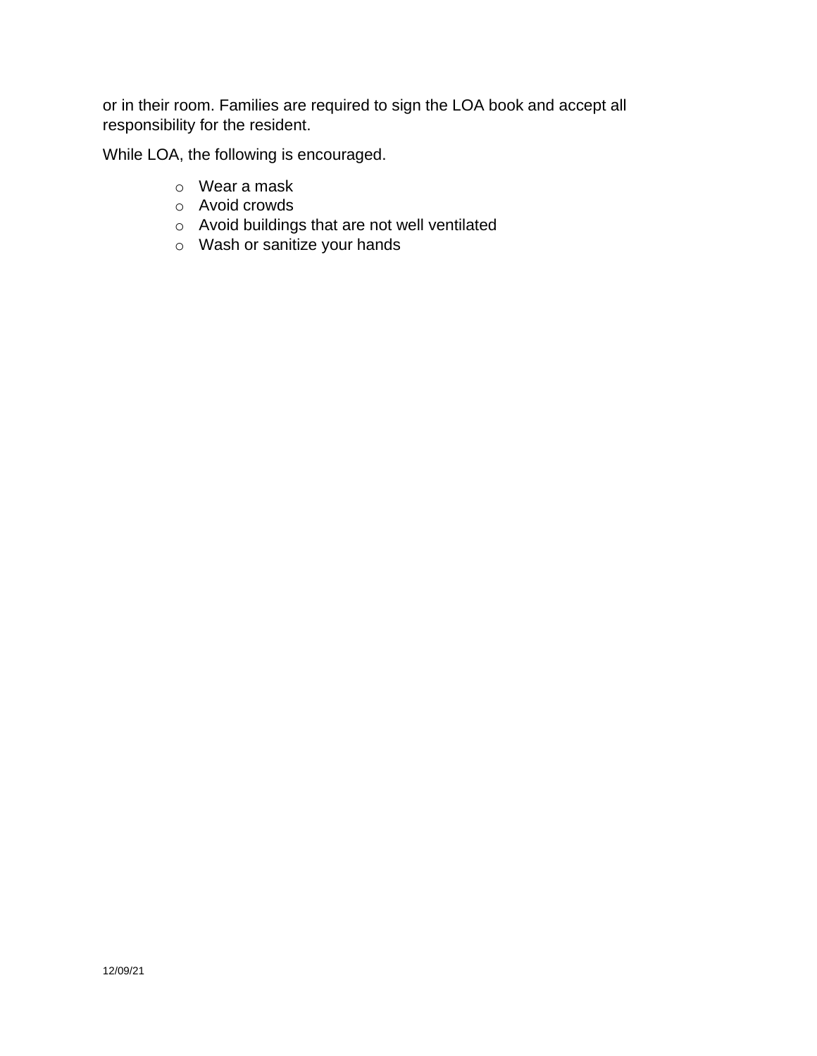or in their room. Families are required to sign the LOA book and accept all responsibility for the resident.

While LOA, the following is encouraged.

- Wear a mask
- Avoid crowds
- Avoid buildings that are not well ventilated
- Wash or sanitize your hands

12/09/21